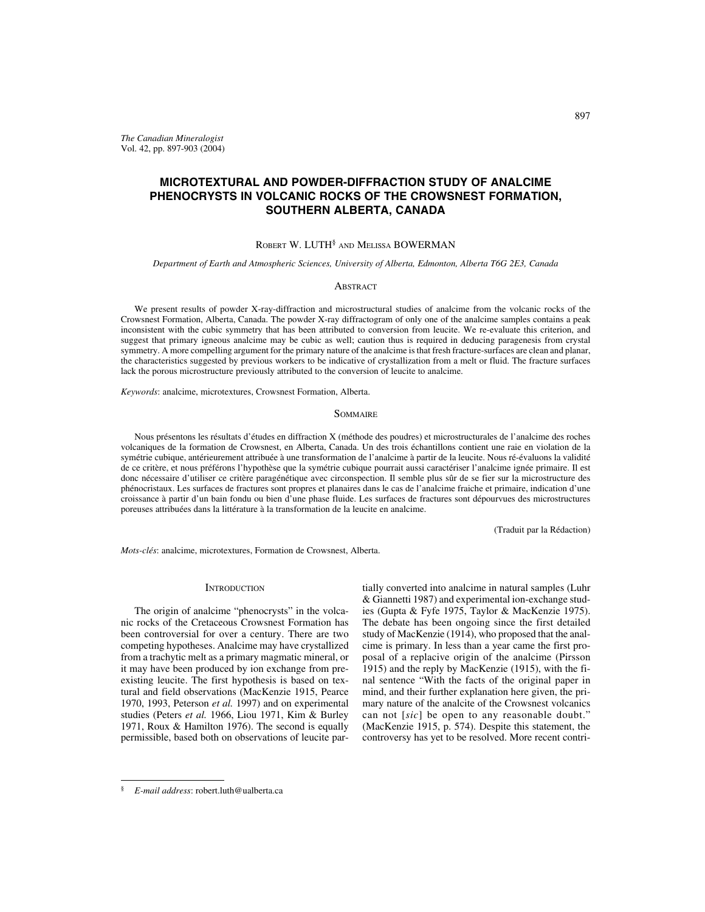# MICROTEXTURAL AND POWDER-DIFFRACTION STUDY OF ANALCIME PHENOCRYSTS IN VOLCANIC ROCKS OF THE CROWSNEST FORMATION, SOUTHERN ALBERTA, CANADA

Robert W. Luth[§] and Melissa Bowerman

*Department of Earth and Atmospheric Sciences, University of Alberta, Edmonton, Alberta T6G 2E3, Canada*

## Abstract

We present results of powder X-ray-diffraction and microstructural studies of analcime from the volcanic rocks of the Crowsnest Formation, Alberta, Canada. The powder X-ray diffractogram of only one of the analcime samples contains a peak inconsistent with the cubic symmetry that has been attributed to conversion from leucite. We re-evaluate this criterion, and suggest that primary igneous analcime may be cubic as well; caution thus is required in deducing paragenesis from crystal symmetry. A more compelling argument for the primary nature of the analcime is that fresh fracture-surfaces are clean and planar, the characteristics suggested by previous workers to be indicative of crystallization from a melt or fluid. The fracture surfaces lack the porous microstructure previously attributed to the conversion of leucite to analcime.

*Keywords*: analcime, microtextures, Crowsnest Formation, Alberta.

## Sommaire

Nous présentons les résultats d'études en diffraction X (méthode des poudres) et microstructurales de l'analcime des roches volcaniques de la formation de Crowsnest, en Alberta, Canada. Un des trois échantillons contient une raie en violation de la symétrie cubique, antérieurement attribuée à une transformation de l'analcime à partir de la leucite. Nous ré-évaluons la validité de ce critère, et nous préférons l'hypothèse que la symétrie cubique pourrait aussi caractériser l'analcime ignée primaire. Il est donc nécessaire d'utiliser ce critère paragénétique avec circonspection. Il semble plus sûr de se fier sur la microstructure des phénocristaux. Les surfaces de fractures sont propres et planaires dans le cas de l'analcime fraiche et primaire, indication d'une croissance à partir d'un bain fondu ou bien d'une phase fluide. Les surfaces de fractures sont dépourvues des microstructures poreuses attribuées dans la littérature à la transformation de la leucite en analcime.

(Traduit par la Rédaction)

*Mots-clés*: analcime, microtextures, Formation de Crowsnest, Alberta.

## Introduction

The origin of analcime "phenocrysts" in the volcanic rocks of the Cretaceous Crowsnest Formation has been controversial for over a century. There are two competing hypotheses. Analcime may have crystallized from a trachytic melt as a primary magmatic mineral, or it may have been produced by ion exchange from pre-existing leucite. The first hypothesis is based on textural and field observations (MacKenzie 1915, Pearce 1970, 1993, Peterson *et al.* 1997) and on experimental studies (Peters *et al.* 1966, Liou 1971, Kim & Burley 1971, Roux & Hamilton 1976). The second is equally permissible, based both on observations of leucite partially converted into analcime in natural samples (Luhr & Giannetti 1987) and experimental ion-exchange studies (Gupta & Fyfe 1975, Taylor & MacKenzie 1975). The debate has been ongoing since the first detailed study of MacKenzie (1914), who proposed that the analcime is primary. In less than a year came the first proposal of a replacive origin of the analcime (Pirsson 1915) and the reply by MacKenzie (1915), with the final sentence "With the facts of the original paper in mind, and their further explanation here given, the primary nature of the analcite of the Crowsnest volcanics can not [*sic*] be open to any reasonable doubt." (MacKenzie 1915, p. 574). Despite this statement, the controversy has yet to be resolved. More recent contri-

[§] *E-mail address*: robert.luth@ualberta.ca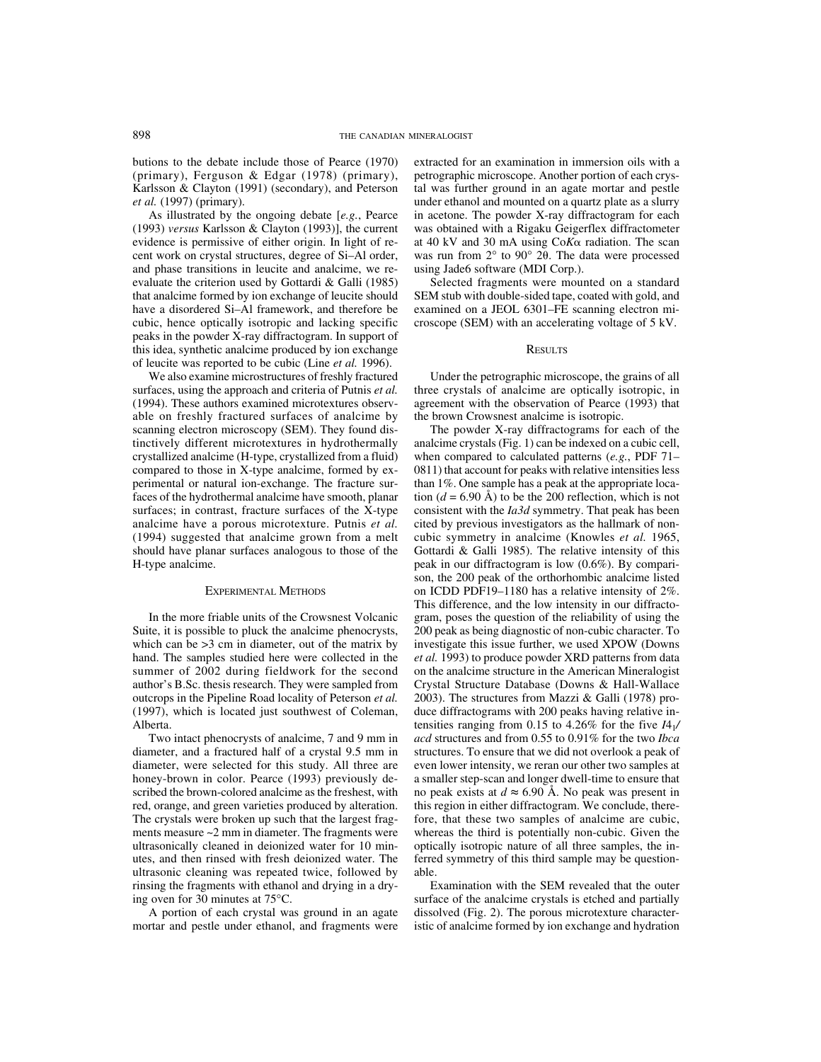butions to the debate include those of Pearce (1970) (primary), Ferguson & Edgar (1978) (primary), Karlsson & Clayton (1991) (secondary), and Peterson *et al.* (1997) (primary).

As illustrated by the ongoing debate [*e.g.*, Pearce (1993) *versus* Karlsson & Clayton (1993)], the current evidence is permissive of either origin. In light of recent work on crystal structures, degree of Si–Al order, and phase transitions in leucite and analcime, we re-evaluate the criterion used by Gottardi & Galli (1985) that analcime formed by ion exchange of leucite should have a disordered Si–Al framework, and therefore be cubic, hence optically isotropic and lacking specific peaks in the powder X-ray diffractogram. In support of this idea, synthetic analcime produced by ion exchange of leucite was reported to be cubic (Line *et al.* 1996).

We also examine microstructures of freshly fractured surfaces, using the approach and criteria of Putnis *et al.* (1994). These authors examined microtextures observable on freshly fractured surfaces of analcime by scanning electron microscopy (SEM). They found distinctively different microtextures in hydrothermally crystallized analcime (H-type, crystallized from a fluid) compared to those in X-type analcime, formed by experimental or natural ion-exchange. The fracture surfaces of the hydrothermal analcime have smooth, planar surfaces; in contrast, fracture surfaces of the X-type analcime have a porous microtexture. Putnis *et al.* (1994) suggested that analcime grown from a melt should have planar surfaces analogous to those of the H-type analcime.

## Experimental Methods

In the more friable units of the Crowsnest Volcanic Suite, it is possible to pluck the analcime phenocrysts, which can be >3 cm in diameter, out of the matrix by hand. The samples studied here were collected in the summer of 2002 during fieldwork for the second author's B.Sc. thesis research. They were sampled from outcrops in the Pipeline Road locality of Peterson *et al.* (1997), which is located just southwest of Coleman, Alberta.

Two intact phenocrysts of analcime, 7 and 9 mm in diameter, and a fractured half of a crystal 9.5 mm in diameter, were selected for this study. All three are honey-brown in color. Pearce (1993) previously described the brown-colored analcime as the freshest, with red, orange, and green varieties produced by alteration. The crystals were broken up such that the largest fragments measure ~2 mm in diameter. The fragments were ultrasonically cleaned in deionized water for 10 minutes, and then rinsed with fresh deionized water. The ultrasonic cleaning was repeated twice, followed by rinsing the fragments with ethanol and drying in a drying oven for 30 minutes at 75°C.

A portion of each crystal was ground in an agate mortar and pestle under ethanol, and fragments were extracted for an examination in immersion oils with a petrographic microscope. Another portion of each crystal was further ground in an agate mortar and pestle under ethanol and mounted on a quartz plate as a slurry in acetone. The powder X-ray diffractogram for each was obtained with a Rigaku Geigerflex diffractometer at 40 kV and 30 mA using Co*K*α radiation. The scan was run from 2° to 90° 2θ. The data were processed using Jade6 software (MDI Corp.).

Selected fragments were mounted on a standard SEM stub with double-sided tape, coated with gold, and examined on a JEOL 6301–FE scanning electron microscope (SEM) with an accelerating voltage of 5 kV.

## Results

Under the petrographic microscope, the grains of all three crystals of analcime are optically isotropic, in agreement with the observation of Pearce (1993) that the brown Crowsnest analcime is isotropic.

The powder X-ray diffractograms for each of the analcime crystals (Fig. 1) can be indexed on a cubic cell, when compared to calculated patterns (*e.g.*, PDF 71–0811) that account for peaks with relative intensities less than 1%. One sample has a peak at the appropriate location ($d$ = 6.90 Å) to be the 200 reflection, which is not consistent with the *Ia3d* symmetry. That peak has been cited by previous investigators as the hallmark of non-cubic symmetry in analcime (Knowles *et al.* 1965, Gottardi & Galli 1985). The relative intensity of this peak in our diffractogram is low (0.6%). By comparison, the 200 peak of the orthorhombic analcime listed on ICDD PDF19–1180 has a relative intensity of 2%. This difference, and the low intensity in our diffractogram, poses the question of the reliability of using the 200 peak as being diagnostic of non-cubic character. To investigate this issue further, we used XPOW (Downs *et al.* 1993) to produce powder XRD patterns from data on the analcime structure in the American Mineralogist Crystal Structure Database (Downs & Hall-Wallace 2003). The structures from Mazzi & Galli (1978) produce diffractograms with 200 peaks having relative intensities ranging from 0.15 to 4.26% for the five $I4_1/acd$ structures and from 0.55 to 0.91% for the two *Ibca* structures. To ensure that we did not overlook a peak of even lower intensity, we reran our other two samples at a smaller step-scan and longer dwell-time to ensure that no peak exists at $d \approx 6.90$ Å. No peak was present in this region in either diffractogram. We conclude, therefore, that these two samples of analcime are cubic, whereas the third is potentially non-cubic. Given the optically isotropic nature of all three samples, the inferred symmetry of this third sample may be questionable.

Examination with the SEM revealed that the outer surface of the analcime crystals is etched and partially dissolved (Fig. 2). The porous microtexture characteristic of analcime formed by ion exchange and hydration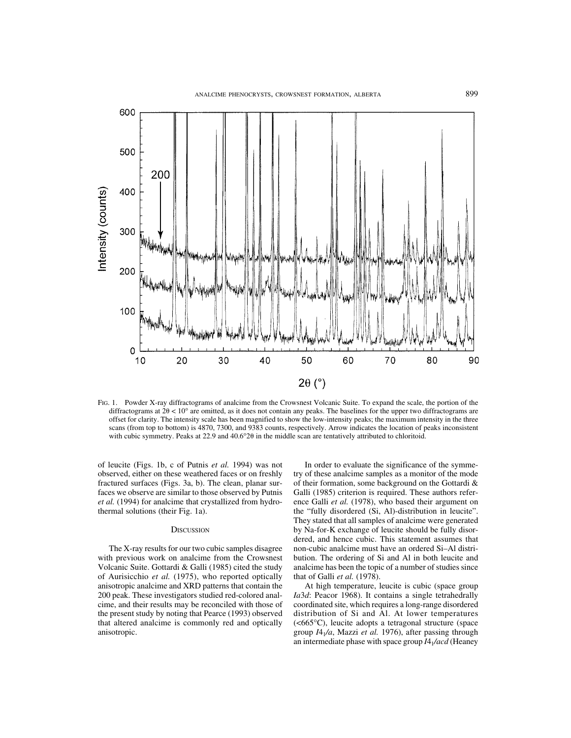FIG. 1. Powder X-ray diffractograms of analcime from the Crowsnest Volcanic Suite. To expand the scale, the portion of the diffractograms at $2\theta < 10°$ are omitted, as it does not contain any peaks. The baselines for the upper two diffractograms are offset for clarity. The intensity scale has been magnified to show the low-intensity peaks; the maximum intensity in the three scans (from top to bottom) is 4870, 7300, and 9383 counts, respectively. Arrow indicates the location of peaks inconsistent with cubic symmetry. Peaks at 22.9 and 40.6°2θ in the middle scan are tentatively attributed to chloritoid.

of leucite (Figs. 1b, c of Putnis *et al.* 1994) was not observed, either on these weathered faces or on freshly fractured surfaces (Figs. 3a, b). The clean, planar surfaces we observe are similar to those observed by Putnis *et al.* (1994) for analcime that crystallized from hydrothermal solutions (their Fig. 1a).

## DISCUSSION

The X-ray results for our two cubic samples disagree with previous work on analcime from the Crowsnest Volcanic Suite. Gottardi & Galli (1985) cited the study of Aurisicchio *et al.* (1975), who reported optically anisotropic analcime and XRD patterns that contain the 200 peak. These investigators studied red-colored analcime, and their results may be reconciled with those of the present study by noting that Pearce (1993) observed that altered analcime is commonly red and optically anisotropic.

In order to evaluate the significance of the symmetry of these analcime samples as a monitor of the mode of their formation, some background on the Gottardi & Galli (1985) criterion is required. These authors reference Galli *et al.* (1978), who based their argument on the "fully disordered (Si, Al)-distribution in leucite". They stated that all samples of analcime were generated by Na-for-K exchange of leucite should be fully disordered, and hence cubic. This statement assumes that non-cubic analcime must have an ordered Si–Al distribution. The ordering of Si and Al in both leucite and analcime has been the topic of a number of studies since that of Galli *et al.* (1978).

At high temperature, leucite is cubic (space group $Ia3d$: Peacor 1968). It contains a single tetrahedrally coordinated site, which requires a long-range disordered distribution of Si and Al. At lower temperatures (<665°C), leucite adopts a tetragonal structure (space group $I4_1/a$, Mazzi *et al.* 1976), after passing through an intermediate phase with space group $I4_1/acd$ (Heaney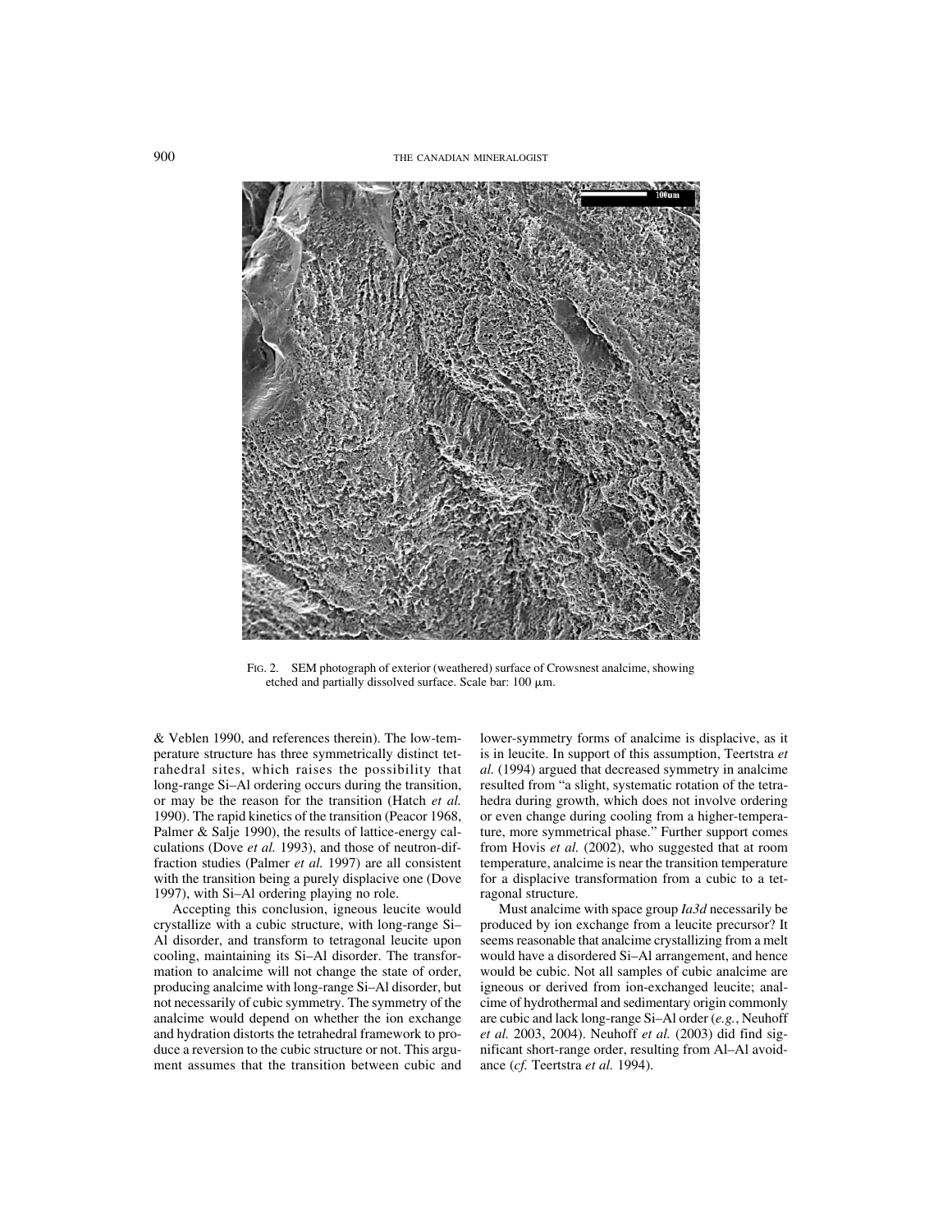FIG. 2. SEM photograph of exterior (weathered) surface of Crowsnest analcime, showing etched and partially dissolved surface. Scale bar: 100 μm.

& Veblen 1990, and references therein). The low-temperature structure has three symmetrically distinct tetrahedral sites, which raises the possibility that long-range Si–Al ordering occurs during the transition, or may be the reason for the transition (Hatch *et al.* 1990). The rapid kinetics of the transition (Peacor 1968, Palmer & Salje 1990), the results of lattice-energy calculations (Dove *et al.* 1993), and those of neutron-diffraction studies (Palmer *et al.* 1997) are all consistent with the transition being a purely displacive one (Dove 1997), with Si–Al ordering playing no role.

Accepting this conclusion, igneous leucite would crystallize with a cubic structure, with long-range Si–Al disorder, and transform to tetragonal leucite upon cooling, maintaining its Si–Al disorder. The transformation to analcime will not change the state of order, producing analcime with long-range Si–Al disorder, but not necessarily of cubic symmetry. The symmetry of the analcime would depend on whether the ion exchange and hydration distorts the tetrahedral framework to produce a reversion to the cubic structure or not. This argument assumes that the transition between cubic and lower-symmetry forms of analcime is displacive, as it is in leucite. In support of this assumption, Teertstra *et al.* (1994) argued that decreased symmetry in analcime resulted from "a slight, systematic rotation of the tetrahedra during growth, which does not involve ordering or even change during cooling from a higher-temperature, more symmetrical phase." Further support comes from Hovis *et al.* (2002), who suggested that at room temperature, analcime is near the transition temperature for a displacive transformation from a cubic to a tetragonal structure.

Must analcime with space group *Ia3d* necessarily be produced by ion exchange from a leucite precursor? It seems reasonable that analcime crystallizing from a melt would have a disordered Si–Al arrangement, and hence would be cubic. Not all samples of cubic analcime are igneous or derived from ion-exchanged leucite; analcime of hydrothermal and sedimentary origin commonly are cubic and lack long-range Si–Al order (*e.g.*, Neuhoff *et al.* 2003, 2004). Neuhoff *et al.* (2003) did find significant short-range order, resulting from Al–Al avoidance (*cf.* Teertstra *et al.* 1994).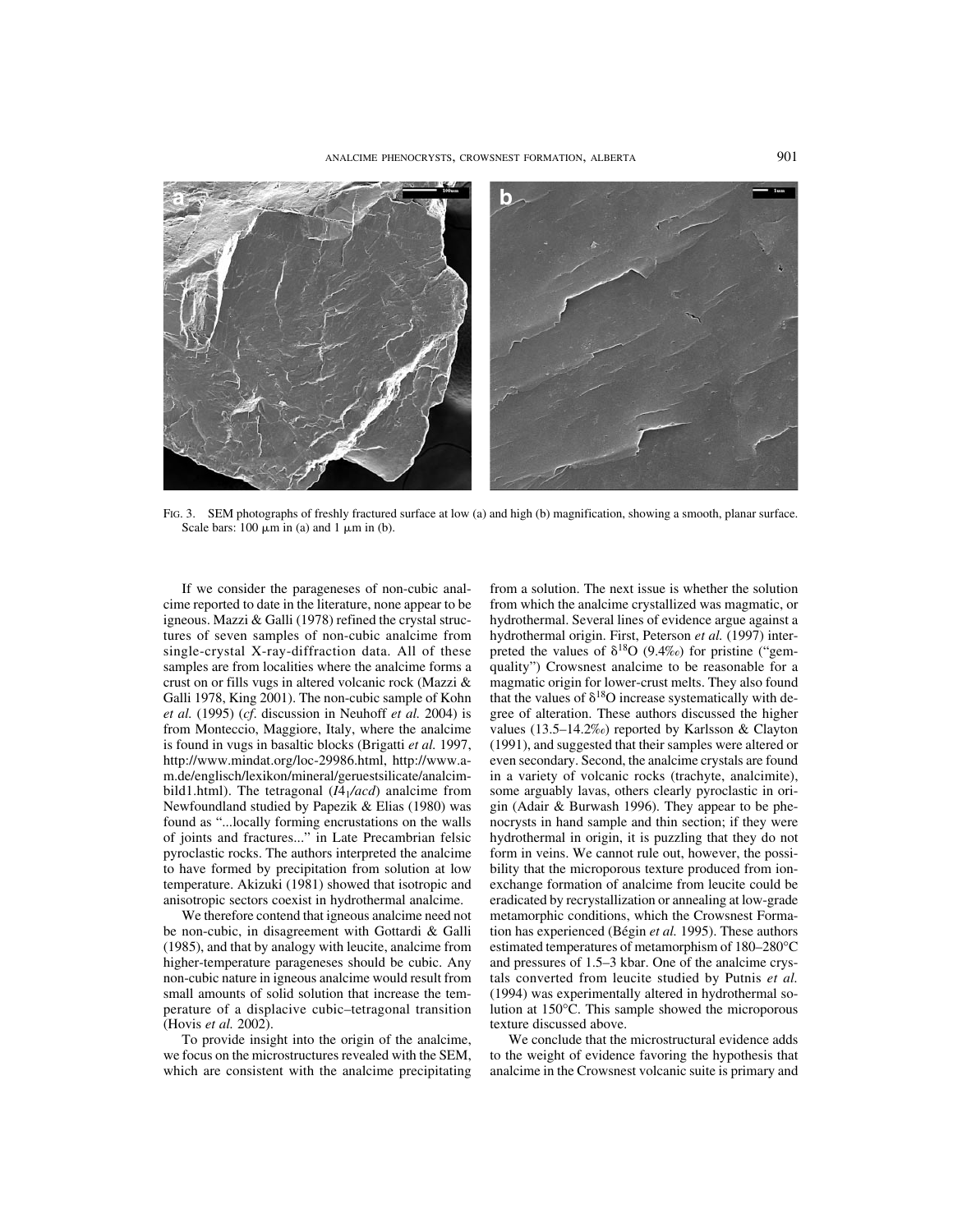FIG. 3. SEM photographs of freshly fractured surface at low (a) and high (b) magnification, showing a smooth, planar surface. Scale bars: 100 μm in (a) and 1 μm in (b).

If we consider the parageneses of non-cubic analcime reported to date in the literature, none appear to be igneous. Mazzi & Galli (1978) refined the crystal structures of seven samples of non-cubic analcime from single-crystal X-ray-diffraction data. All of these samples are from localities where the analcime forms a crust on or fills vugs in altered volcanic rock (Mazzi & Galli 1978, King 2001). The non-cubic sample of Kohn *et al.* (1995) (*cf.* discussion in Neuhoff *et al.* 2004) is from Monteccio, Maggiore, Italy, where the analcime is found in vugs in basaltic blocks (Brigatti *et al.* 1997, http://www.mindat.org/loc-29986.html, http://www.a-m.de/englisch/lexikon/mineral/geruestsilicate/analcimbild1.html). The tetragonal ($I4_1/acd$) analcime from Newfoundland studied by Papezik & Elias (1980) was found as "...locally forming encrustations on the walls of joints and fractures..." in Late Precambrian felsic pyroclastic rocks. The authors interpreted the analcime to have formed by precipitation from solution at low temperature. Akizuki (1981) showed that isotropic and anisotropic sectors coexist in hydrothermal analcime.

We therefore contend that igneous analcime need not be non-cubic, in disagreement with Gottardi & Galli (1985), and that by analogy with leucite, analcime from higher-temperature parageneses should be cubic. Any non-cubic nature in igneous analcime would result from small amounts of solid solution that increase the temperature of a displacive cubic–tetragonal transition (Hovis *et al.* 2002).

To provide insight into the origin of the analcime, we focus on the microstructures revealed with the SEM, which are consistent with the analcime precipitating from a solution. The next issue is whether the solution from which the analcime crystallized was magmatic, or hydrothermal. Several lines of evidence argue against a hydrothermal origin. First, Peterson *et al.* (1997) interpreted the values of $\delta^{18}O$ (9.4‰) for pristine ("gem-quality") Crowsnest analcime to be reasonable for a magmatic origin for lower-crust melts. They also found that the values of $\delta^{18}O$ increase systematically with degree of alteration. These authors discussed the higher values (13.5–14.2‰) reported by Karlsson & Clayton (1991), and suggested that their samples were altered or even secondary. Second, the analcime crystals are found in a variety of volcanic rocks (trachyte, analcimite), some arguably lavas, others clearly pyroclastic in origin (Adair & Burwash 1996). They appear to be phenocrysts in hand sample and thin section; if they were hydrothermal in origin, it is puzzling that they do not form in veins. We cannot rule out, however, the possibility that the microporous texture produced from ion-exchange formation of analcime from leucite could be eradicated by recrystallization or annealing at low-grade metamorphic conditions, which the Crowsnest Formation has experienced (Bégin *et al.* 1995). These authors estimated temperatures of metamorphism of 180–280°C and pressures of 1.5–3 kbar. One of the analcime crystals converted from leucite studied by Putnis *et al.* (1994) was experimentally altered in hydrothermal solution at 150°C. This sample showed the microporous texture discussed above.

We conclude that the microstructural evidence adds to the weight of evidence favoring the hypothesis that analcime in the Crowsnest volcanic suite is primary and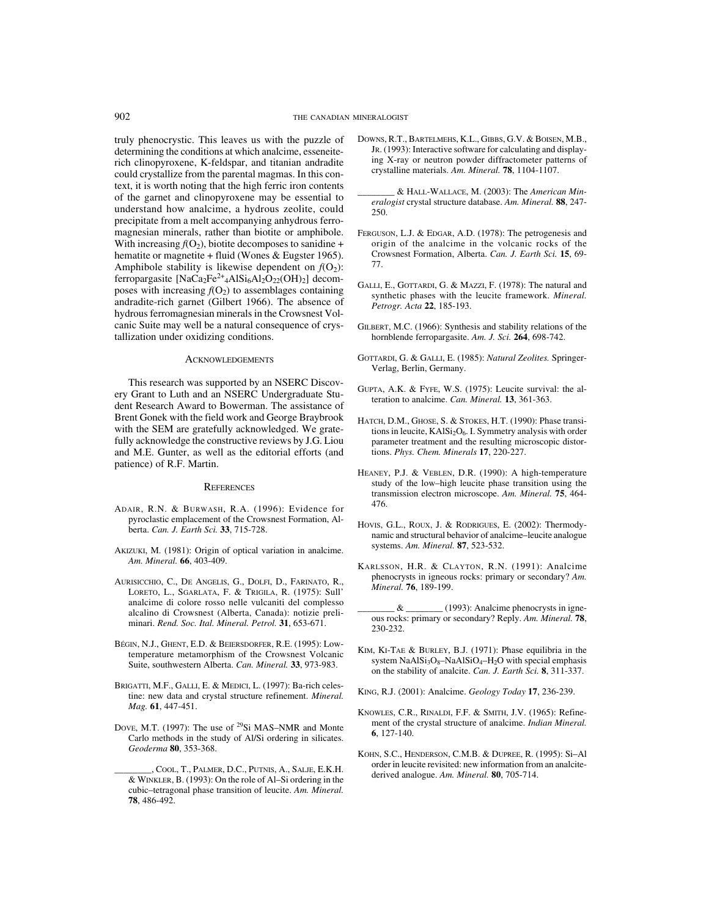truly phenocrystic. This leaves us with the puzzle of determining the conditions at which analcime, esseneite-rich clinopyroxene, K-feldspar, and titanian andradite could crystallize from the parental magmas. In this context, it is worth noting that the high ferric iron contents of the garnet and clinopyroxene may be essential to understand how analcime, a hydrous zeolite, could precipitate from a melt accompanying anhydrous ferromagnesian minerals, rather than biotite or amphibole. With increasing $f(O_2)$, biotite decomposes to sanidine + hematite or magnetite + fluid (Wones & Eugster 1965). Amphibole stability is likewise dependent on $f(O_2)$: ferropargasite [$NaCa_2Fe^{2+}{}_4AlSi_6Al_2O_{22}(OH)_2$] decomposes with increasing $f(O_2)$ to assemblages containing andradite-rich garnet (Gilbert 1966). The absence of hydrous ferromagnesian minerals in the Crowsnest Volcanic Suite may well be a natural consequence of crystallization under oxidizing conditions.

## Acknowledgements

This research was supported by an NSERC Discovery Grant to Luth and an NSERC Undergraduate Student Research Award to Bowerman. The assistance of Brent Gonek with the field work and George Braybrook with the SEM are gratefully acknowledged. We gratefully acknowledge the constructive reviews by J.G. Liou and M.E. Gunter, as well as the editorial efforts (and patience) of R.F. Martin.

## References

Adair, R.N. & Burwash, R.A. (1996): Evidence for pyroclastic emplacement of the Crowsnest Formation, Alberta. *Can. J. Earth Sci.* **33**, 715-728.

Akizuki, M. (1981): Origin of optical variation in analcime. *Am. Mineral.* **66**, 403-409.

Aurisicchio, C., De Angelis, G., Dolfi, D., Farinato, R., Loreto, L., Sgarlata, F. & Trigila, R. (1975): Sull' analcime di colore rosso nelle vulcaniti del complesso alcalino di Crowsnest (Alberta, Canada): notizie preliminari. *Rend. Soc. Ital. Mineral. Petrol.* **31**, 653-671.

Bégin, N.J., Ghent, E.D. & Beiersdorfer, R.E. (1995): Low-temperature metamorphism of the Crowsnest Volcanic Suite, southwestern Alberta. *Can. Mineral.* **33**, 973-983.

Brigatti, M.F., Galli, E. & Medici, L. (1997): Ba-rich celestine: new data and crystal structure refinement. *Mineral. Mag.* **61**, 447-451.

Dove, M.T. (1997): The use of $^{29}$Si MAS–NMR and Monte Carlo methods in the study of Al/Si ordering in silicates. *Geoderma* **80**, 353-368.

________, Cool, T., Palmer, D.C., Putnis, A., Salje, E.K.H. & Winkler, B. (1993): On the role of Al–Si ordering in the cubic–tetragonal phase transition of leucite. *Am. Mineral.* **78**, 486-492.

Downs, R.T., Bartelmehs, K.L., Gibbs, G.V. & Boisen, M.B., Jr. (1993): Interactive software for calculating and displaying X-ray or neutron powder diffractometer patterns of crystalline materials. *Am. Mineral.* **78**, 1104-1107.

________ & Hall-Wallace, M. (2003): The *American Mineralogist* crystal structure database. *Am. Mineral.* **88**, 247-250.

Ferguson, L.J. & Edgar, A.D. (1978): The petrogenesis and origin of the analcime in the volcanic rocks of the Crowsnest Formation, Alberta. *Can. J. Earth Sci.* **15**, 69-77.

Galli, E., Gottardi, G. & Mazzi, F. (1978): The natural and synthetic phases with the leucite framework. *Mineral. Petrogr. Acta* **22**, 185-193.

Gilbert, M.C. (1966): Synthesis and stability relations of the hornblende ferropargasite. *Am. J. Sci.* **264**, 698-742.

Gottardi, G. & Galli, E. (1985): *Natural Zeolites.* Springer-Verlag, Berlin, Germany.

Gupta, A.K. & Fyfe, W.S. (1975): Leucite survival: the alteration to analcime. *Can. Mineral.* **13**, 361-363.

Hatch, D.M., Ghose, S. & Stokes, H.T. (1990): Phase transitions in leucite, $KAlSi_2O_6$. I. Symmetry analysis with order parameter treatment and the resulting microscopic distortions. *Phys. Chem. Minerals* **17**, 220-227.

Heaney, P.J. & Veblen, D.R. (1990): A high-temperature study of the low–high leucite phase transition using the transmission electron microscope. *Am. Mineral.* **75**, 464-476.

Hovis, G.L., Roux, J. & Rodrigues, E. (2002): Thermodynamic and structural behavior of analcime–leucite analogue systems. *Am. Mineral.* **87**, 523-532.

Karlsson, H.R. & Clayton, R.N. (1991): Analcime phenocrysts in igneous rocks: primary or secondary? *Am. Mineral.* **76**, 189-199.

________ & ________ (1993): Analcime phenocrysts in igneous rocks: primary or secondary? Reply. *Am. Mineral.* **78**, 230-232.

Kim, Ki-Tae & Burley, B.J. (1971): Phase equilibria in the system $NaAlSi_3O_8$–$NaAlSiO_4$–$H_2O$ with special emphasis on the stability of analcite. *Can. J. Earth Sci.* **8**, 311-337.

King, R.J. (2001): Analcime. *Geology Today* **17**, 236-239.

Knowles, C.R., Rinaldi, F.F. & Smith, J.V. (1965): Refinement of the crystal structure of analcime. *Indian Mineral.* **6**, 127-140.

Kohn, S.C., Henderson, C.M.B. & Dupree, R. (1995): Si–Al order in leucite revisited: new information from an analcite-derived analogue. *Am. Mineral.* **80**, 705-714.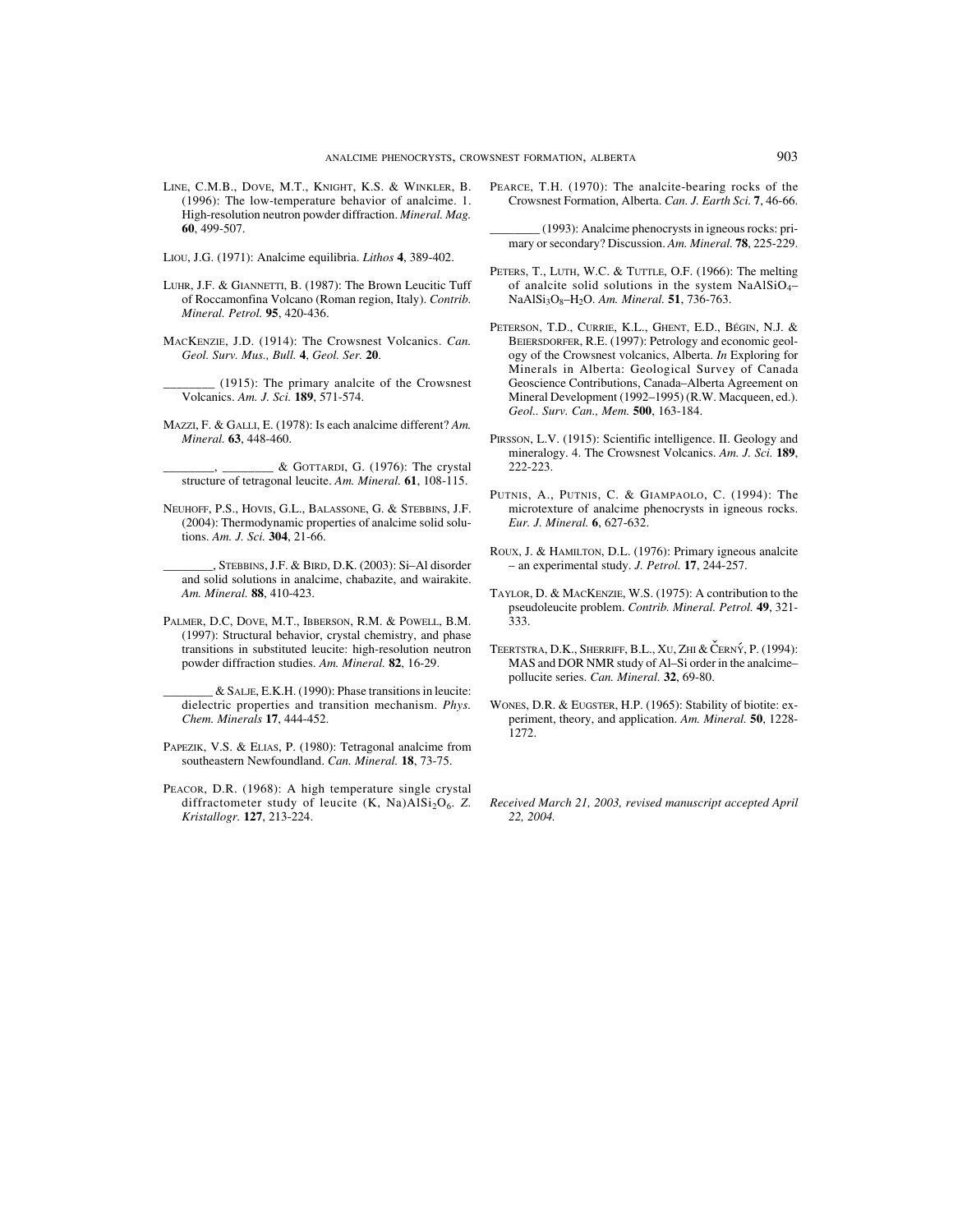LINE, C.M.B., DOVE, M.T., KNIGHT, K.S. & WINKLER, B. (1996): The low-temperature behavior of analcime. 1. High-resolution neutron powder diffraction. *Mineral. Mag.* **60**, 499-507.

LIOU, J.G. (1971): Analcime equilibria. *Lithos* **4**, 389-402.

LUHR, J.F. & GIANNETTI, B. (1987): The Brown Leucitic Tuff of Roccamonfina Volcano (Roman region, Italy). *Contrib. Mineral. Petrol.* **95**, 420-436.

MACKENZIE, J.D. (1914): The Crowsnest Volcanics. *Can. Geol. Surv. Mus., Bull.* **4**, *Geol. Ser.* **20**.

________ (1915): The primary analcite of the Crowsnest Volcanics. *Am. J. Sci.* **189**, 571-574.

MAZZI, F. & GALLI, E. (1978): Is each analcime different? *Am. Mineral.* **63**, 448-460.

________, ________ & GOTTARDI, G. (1976): The crystal structure of tetragonal leucite. *Am. Mineral.* **61**, 108-115.

NEUHOFF, P.S., HOVIS, G.L., BALASSONE, G. & STEBBINS, J.F. (2004): Thermodynamic properties of analcime solid solutions. *Am. J. Sci.* **304**, 21-66.

________, STEBBINS, J.F. & BIRD, D.K. (2003): Si–Al disorder and solid solutions in analcime, chabazite, and wairakite. *Am. Mineral.* **88**, 410-423.

PALMER, D.C, DOVE, M.T., IBBERSON, R.M. & POWELL, B.M. (1997): Structural behavior, crystal chemistry, and phase transitions in substituted leucite: high-resolution neutron powder diffraction studies. *Am. Mineral.* **82**, 16-29.

________ & SALJE, E.K.H. (1990): Phase transitions in leucite: dielectric properties and transition mechanism. *Phys. Chem. Minerals* **17**, 444-452.

PAPEZIK, V.S. & ELIAS, P. (1980): Tetragonal analcime from southeastern Newfoundland. *Can. Mineral.* **18**, 73-75.

PEACOR, D.R. (1968): A high temperature single crystal diffractometer study of leucite (K, Na)$AlSi_2O_6$. *Z. Kristallogr.* **127**, 213-224.

PEARCE, T.H. (1970): The analcite-bearing rocks of the Crowsnest Formation, Alberta. *Can. J. Earth Sci.* **7**, 46-66.

________ (1993): Analcime phenocrysts in igneous rocks: primary or secondary? Discussion. *Am. Mineral.* **78**, 225-229.

PETERS, T., LUTH, W.C. & TUTTLE, O.F. (1966): The melting of analcite solid solutions in the system $NaAlSiO_4$–$NaAlSi_3O_8$–$H_2O$. *Am. Mineral.* **51**, 736-763.

PETERSON, T.D., CURRIE, K.L., GHENT, E.D., BÉGIN, N.J. & BEIERSDORFER, R.E. (1997): Petrology and economic geology of the Crowsnest volcanics, Alberta. *In* Exploring for Minerals in Alberta: Geological Survey of Canada Geoscience Contributions, Canada–Alberta Agreement on Mineral Development (1992–1995) (R.W. Macqueen, ed.). *Geol.. Surv. Can., Mem.* **500**, 163-184.

PIRSSON, L.V. (1915): Scientific intelligence. II. Geology and mineralogy. 4. The Crowsnest Volcanics. *Am. J. Sci.* **189**, 222-223.

PUTNIS, A., PUTNIS, C. & GIAMPAOLO, C. (1994): The microtexture of analcime phenocrysts in igneous rocks. *Eur. J. Mineral.* **6**, 627-632.

ROUX, J. & HAMILTON, D.L. (1976): Primary igneous analcite – an experimental study. *J. Petrol.* **17**, 244-257.

TAYLOR, D. & MACKENZIE, W.S. (1975): A contribution to the pseudoleucite problem. *Contrib. Mineral. Petrol.* **49**, 321-333.

TEERTSTRA, D.K., SHERRIFF, B.L., XU, ZHI & ČERNÝ, P. (1994): MAS and DOR NMR study of Al–Si order in the analcime–pollucite series. *Can. Mineral.* **32**, 69-80.

WONES, D.R. & EUGSTER, H.P. (1965): Stability of biotite: experiment, theory, and application. *Am. Mineral.* **50**, 1228-1272.

*Received March 21, 2003, revised manuscript accepted April 22, 2004.*